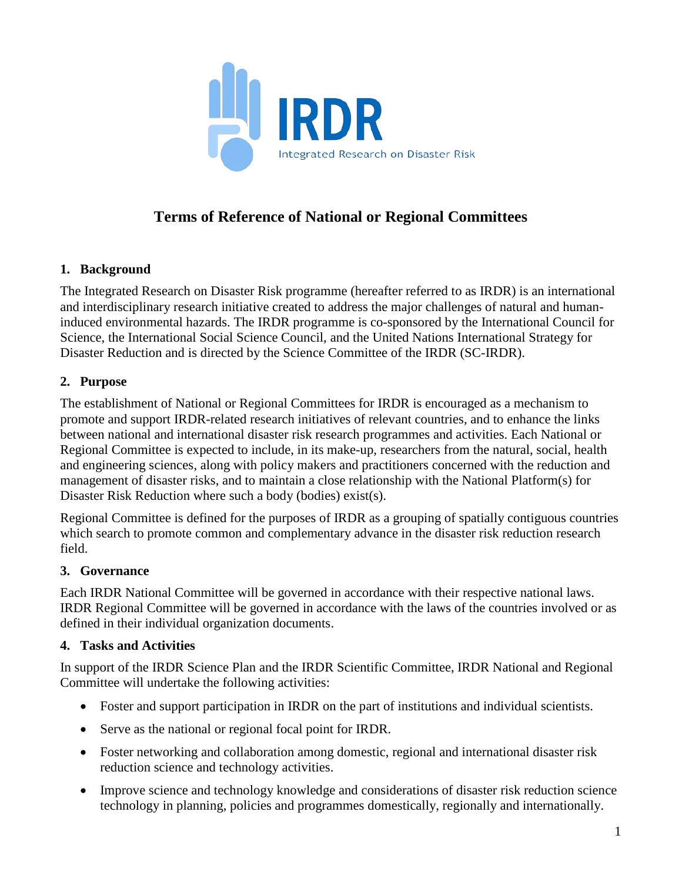IRDR

Integrated Research on Disaster Risk

# Terms of Reference of National or Regional Committees

## 1. Background

The Integrated Research on Disaster Risk programme (hereafter referred to as IRDR) is an international and interdisciplinary research initiative created to address the major challenges of natural and human-induced environmental hazards. The IRDR programme is co-sponsored by the International Council for Science, the International Social Science Council, and the United Nations International Strategy for Disaster Reduction and is directed by the Science Committee of the IRDR (SC-IRDR).

## 2. Purpose

The establishment of National or Regional Committees for IRDR is encouraged as a mechanism to promote and support IRDR-related research initiatives of relevant countries, and to enhance the links between national and international disaster risk research programmes and activities. Each National or Regional Committee is expected to include, in its make-up, researchers from the natural, social, health and engineering sciences, along with policy makers and practitioners concerned with the reduction and management of disaster risks, and to maintain a close relationship with the National Platform(s) for Disaster Risk Reduction where such a body (bodies) exist(s).

Regional Committee is defined for the purposes of IRDR as a grouping of spatially contiguous countries which search to promote common and complementary advance in the disaster risk reduction research field.

## 3. Governance

Each IRDR National Committee will be governed in accordance with their respective national laws. IRDR Regional Committee will be governed in accordance with the laws of the countries involved or as defined in their individual organization documents.

## 4. Tasks and Activities

In support of the IRDR Science Plan and the IRDR Scientific Committee, IRDR National and Regional Committee will undertake the following activities:

- Foster and support participation in IRDR on the part of institutions and individual scientists.
- Serve as the national or regional focal point for IRDR.
- Foster networking and collaboration among domestic, regional and international disaster risk reduction science and technology activities.
- Improve science and technology knowledge and considerations of disaster risk reduction science technology in planning, policies and programmes domestically, regionally and internationally.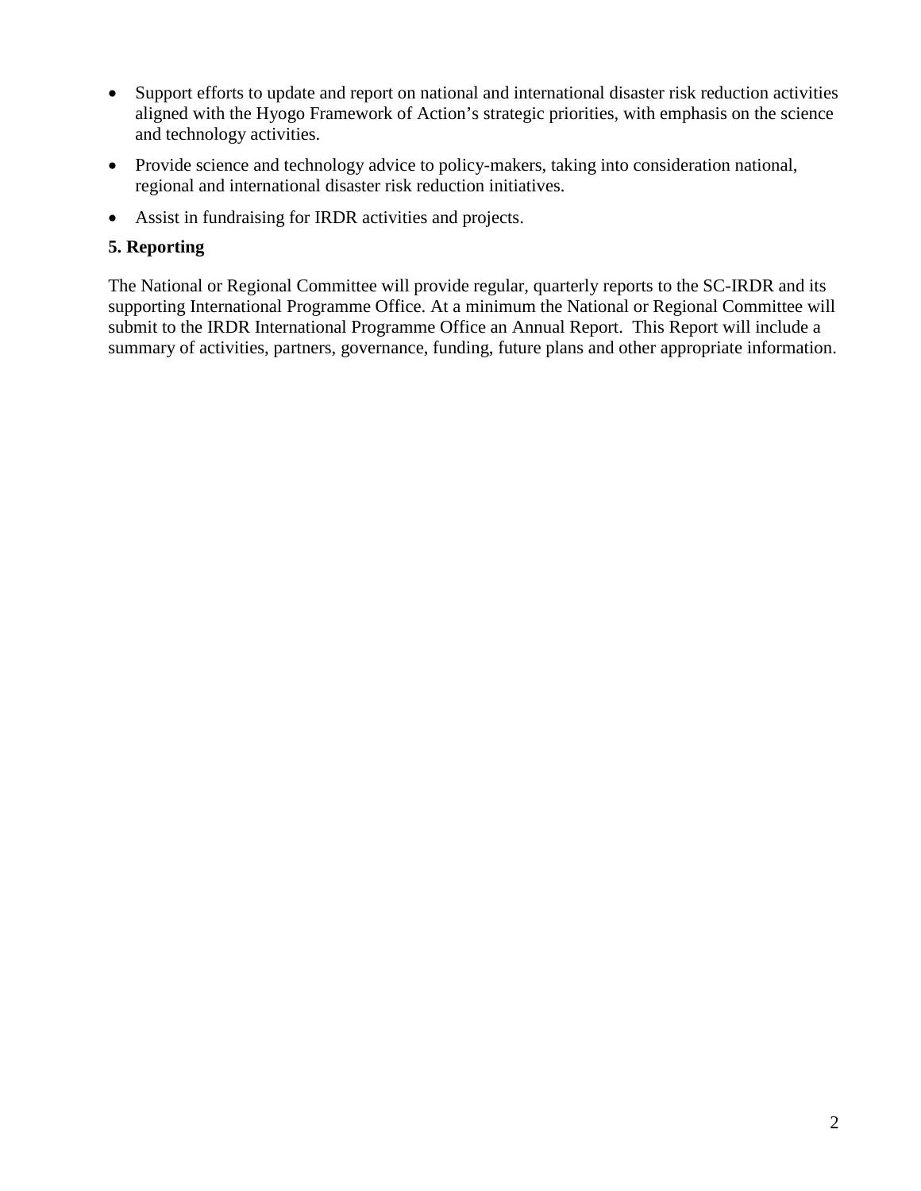- Support efforts to update and report on national and international disaster risk reduction activities aligned with the Hyogo Framework of Action's strategic priorities, with emphasis on the science and technology activities.
- Provide science and technology advice to policy-makers, taking into consideration national, regional and international disaster risk reduction initiatives.
- Assist in fundraising for IRDR activities and projects.

**5. Reporting**

The National or Regional Committee will provide regular, quarterly reports to the SC-IRDR and its supporting International Programme Office. At a minimum the National or Regional Committee will submit to the IRDR International Programme Office an Annual Report. This Report will include a summary of activities, partners, governance, funding, future plans and other appropriate information.